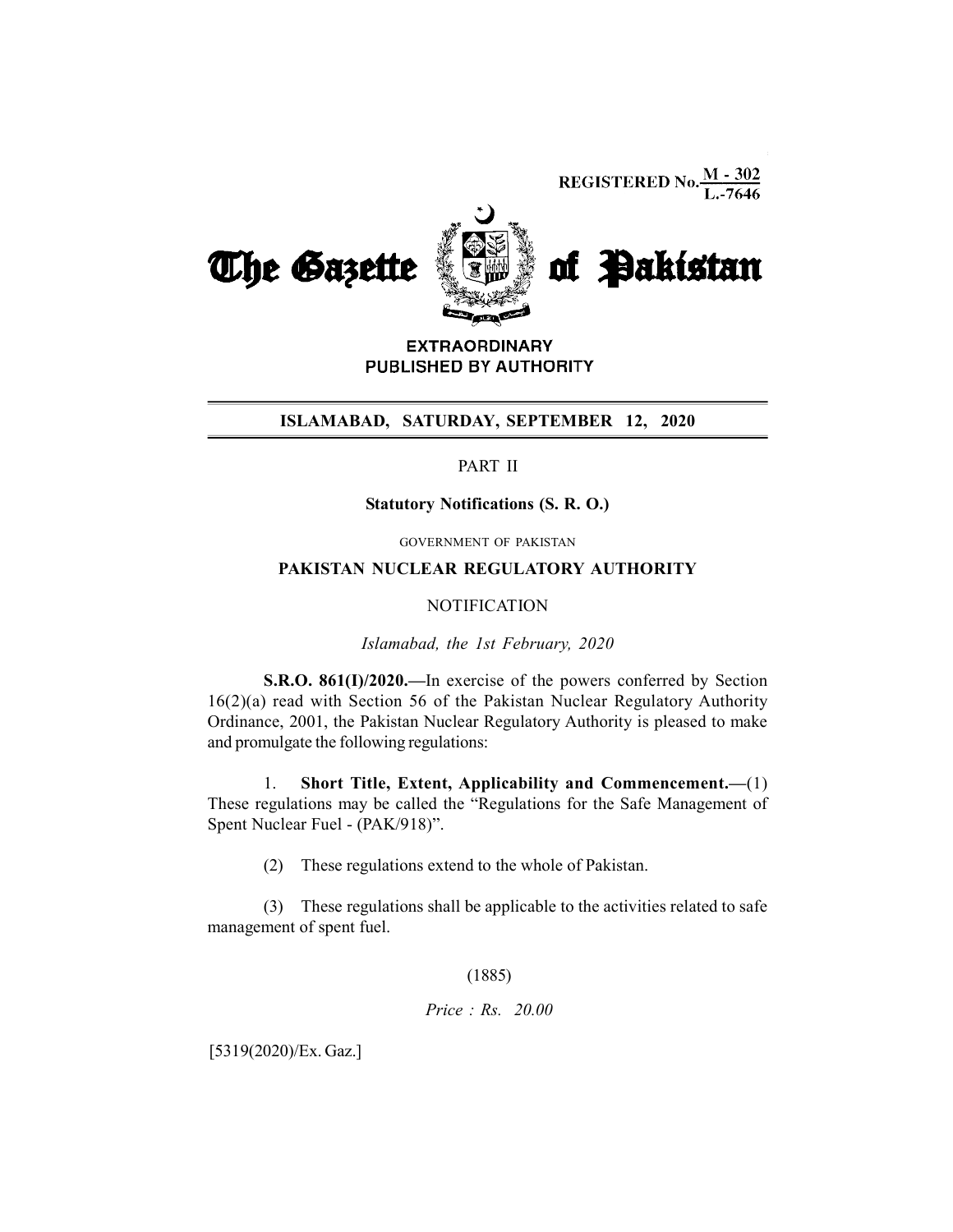REGISTERED No. M - 302 / L.-7646

# The Gazette of Pakistan

**EXTRAORDINARY**
**PUBLISHED BY AUTHORITY**

**ISLAMABAD, SATURDAY, SEPTEMBER 12, 2020**

PART II

**Statutory Notifications (S. R. O.)**

GOVERNMENT OF PAKISTAN

**PAKISTAN NUCLEAR REGULATORY AUTHORITY**

NOTIFICATION

*Islamabad, the 1st February, 2020*

**S.R.O. 861(I)/2020.—**In exercise of the powers conferred by Section 16(2)(a) read with Section 56 of the Pakistan Nuclear Regulatory Authority Ordinance, 2001, the Pakistan Nuclear Regulatory Authority is pleased to make and promulgate the following regulations:

1. **Short Title, Extent, Applicability and Commencement.—**(1) These regulations may be called the "Regulations for the Safe Management of Spent Nuclear Fuel - (PAK/918)".

(2) These regulations extend to the whole of Pakistan.

(3) These regulations shall be applicable to the activities related to safe management of spent fuel.

(1885)

*Price : Rs. 20.00*

[5319(2020)/Ex. Gaz.]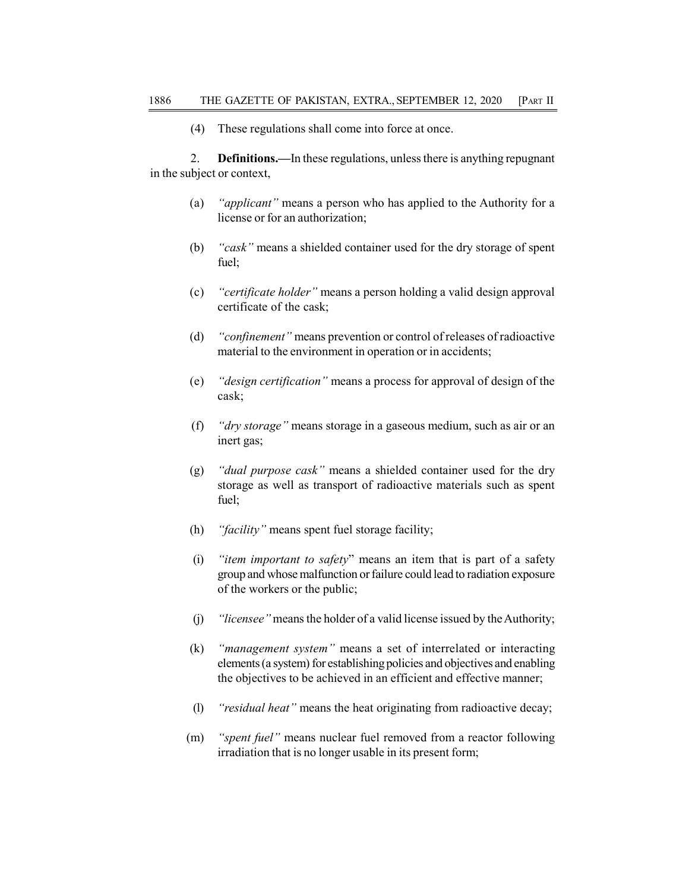(4) These regulations shall come into force at once.

2. **Definitions.—**In these regulations, unless there is anything repugnant in the subject or context,

(a) *"applicant"* means a person who has applied to the Authority for a license or for an authorization;

(b) *"cask"* means a shielded container used for the dry storage of spent fuel;

(c) *"certificate holder"* means a person holding a valid design approval certificate of the cask;

(d) *"confinement"* means prevention or control of releases of radioactive material to the environment in operation or in accidents;

(e) *"design certification"* means a process for approval of design of the cask;

(f) *"dry storage"* means storage in a gaseous medium, such as air or an inert gas;

(g) *"dual purpose cask"* means a shielded container used for the dry storage as well as transport of radioactive materials such as spent fuel;

(h) *"facility"* means spent fuel storage facility;

(i) *"item important to safety"* means an item that is part of a safety group and whose malfunction or failure could lead to radiation exposure of the workers or the public;

(j) *"licensee"* means the holder of a valid license issued by the Authority;

(k) *"management system"* means a set of interrelated or interacting elements (a system) for establishing policies and objectives and enabling the objectives to be achieved in an efficient and effective manner;

(l) *"residual heat"* means the heat originating from radioactive decay;

(m) *"spent fuel"* means nuclear fuel removed from a reactor following irradiation that is no longer usable in its present form;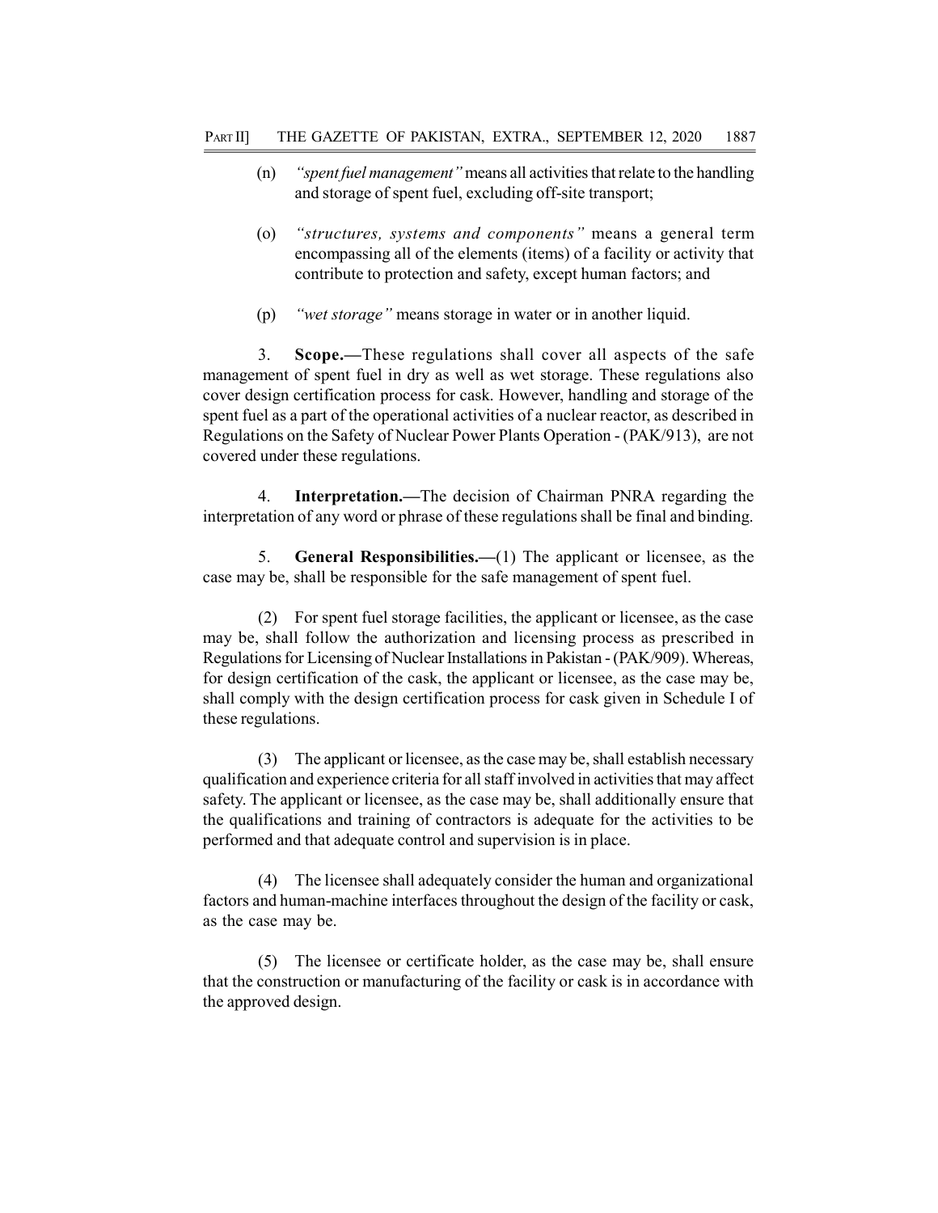(n) *"spent fuel management"* means all activities that relate to the handling and storage of spent fuel, excluding off-site transport;

(o) *"structures, systems and components"* means a general term encompassing all of the elements (items) of a facility or activity that contribute to protection and safety, except human factors; and

(p) *"wet storage"* means storage in water or in another liquid.

3. **Scope.—**These regulations shall cover all aspects of the safe management of spent fuel in dry as well as wet storage. These regulations also cover design certification process for cask. However, handling and storage of the spent fuel as a part of the operational activities of a nuclear reactor, as described in Regulations on the Safety of Nuclear Power Plants Operation - (PAK/913), are not covered under these regulations.

4. **Interpretation.—**The decision of Chairman PNRA regarding the interpretation of any word or phrase of these regulations shall be final and binding.

5. **General Responsibilities.—**(1) The applicant or licensee, as the case may be, shall be responsible for the safe management of spent fuel.

(2) For spent fuel storage facilities, the applicant or licensee, as the case may be, shall follow the authorization and licensing process as prescribed in Regulations for Licensing of Nuclear Installations in Pakistan - (PAK/909). Whereas, for design certification of the cask, the applicant or licensee, as the case may be, shall comply with the design certification process for cask given in Schedule I of these regulations.

(3) The applicant or licensee, as the case may be, shall establish necessary qualification and experience criteria for all staff involved in activities that may affect safety. The applicant or licensee, as the case may be, shall additionally ensure that the qualifications and training of contractors is adequate for the activities to be performed and that adequate control and supervision is in place.

(4) The licensee shall adequately consider the human and organizational factors and human-machine interfaces throughout the design of the facility or cask, as the case may be.

(5) The licensee or certificate holder, as the case may be, shall ensure that the construction or manufacturing of the facility or cask is in accordance with the approved design.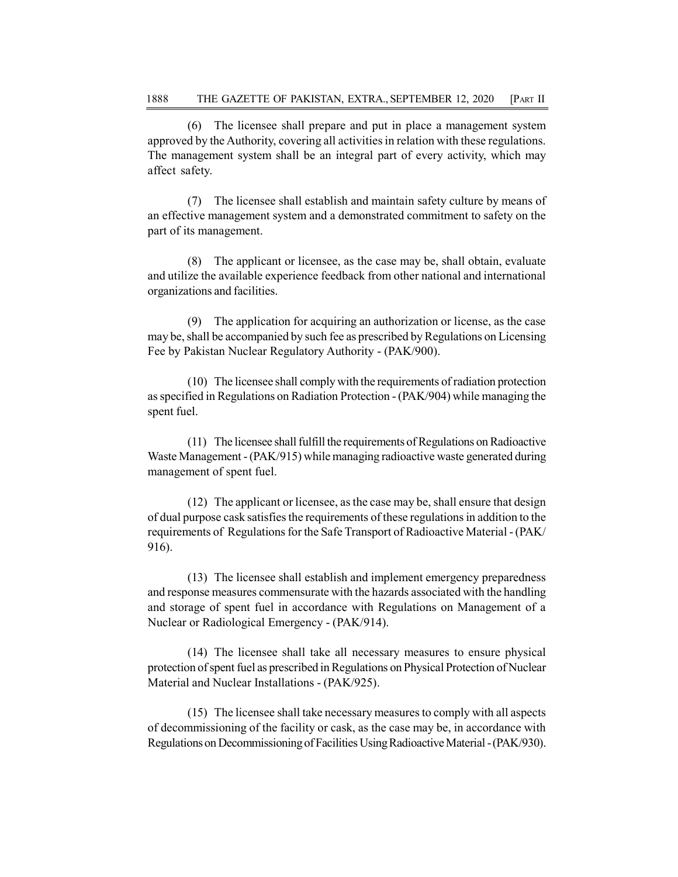(6) The licensee shall prepare and put in place a management system approved by the Authority, covering all activities in relation with these regulations. The management system shall be an integral part of every activity, which may affect safety.

(7) The licensee shall establish and maintain safety culture by means of an effective management system and a demonstrated commitment to safety on the part of its management.

(8) The applicant or licensee, as the case may be, shall obtain, evaluate and utilize the available experience feedback from other national and international organizations and facilities.

(9) The application for acquiring an authorization or license, as the case may be, shall be accompanied by such fee as prescribed by Regulations on Licensing Fee by Pakistan Nuclear Regulatory Authority - (PAK/900).

(10) The licensee shall comply with the requirements of radiation protection as specified in Regulations on Radiation Protection - (PAK/904) while managing the spent fuel.

(11) The licensee shall fulfill the requirements of Regulations on Radioactive Waste Management - (PAK/915) while managing radioactive waste generated during management of spent fuel.

(12) The applicant or licensee, as the case may be, shall ensure that design of dual purpose cask satisfies the requirements of these regulations in addition to the requirements of Regulations for the Safe Transport of Radioactive Material - (PAK/916).

(13) The licensee shall establish and implement emergency preparedness and response measures commensurate with the hazards associated with the handling and storage of spent fuel in accordance with Regulations on Management of a Nuclear or Radiological Emergency - (PAK/914).

(14) The licensee shall take all necessary measures to ensure physical protection of spent fuel as prescribed in Regulations on Physical Protection of Nuclear Material and Nuclear Installations - (PAK/925).

(15) The licensee shall take necessary measures to comply with all aspects of decommissioning of the facility or cask, as the case may be, in accordance with Regulations on Decommissioning of Facilities Using Radioactive Material - (PAK/930).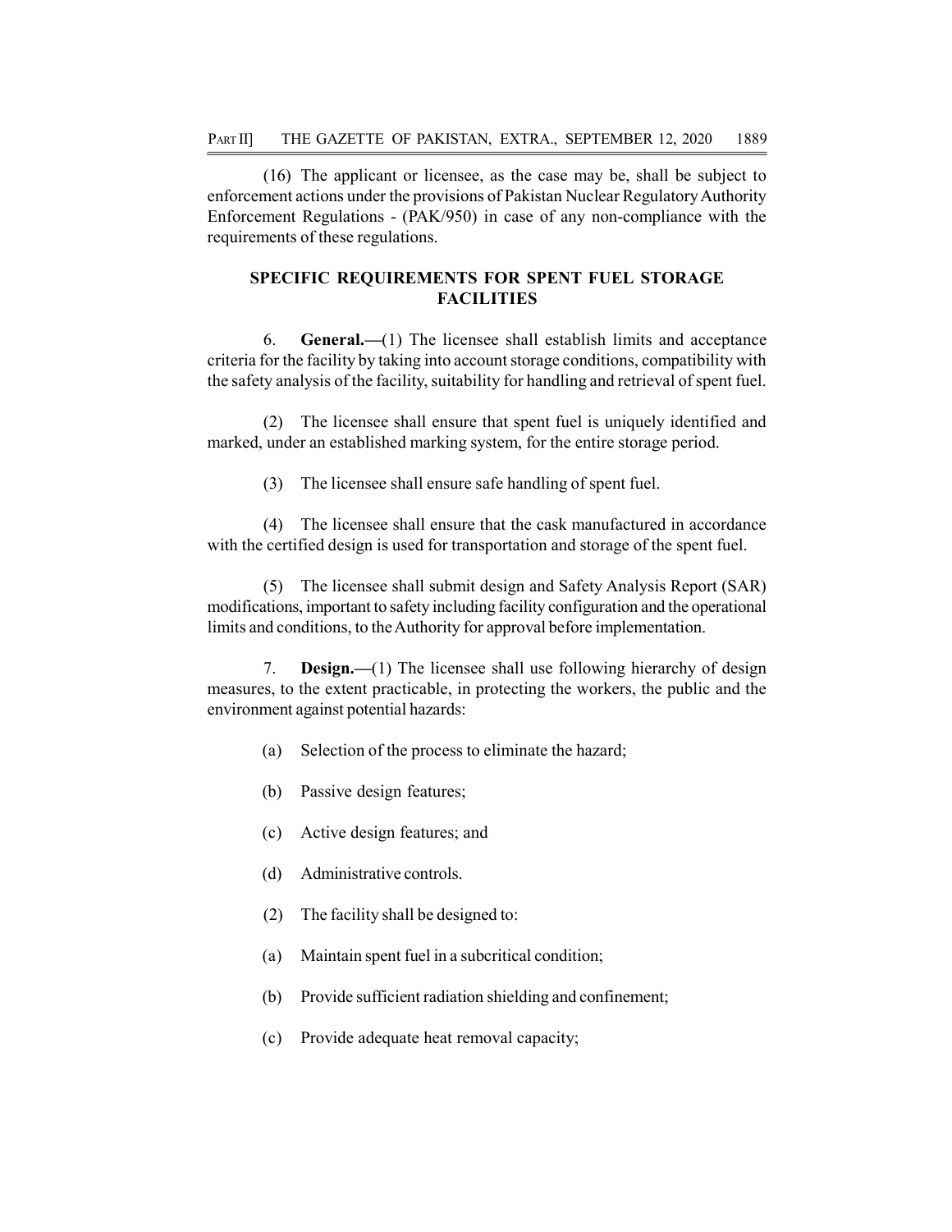(16) The applicant or licensee, as the case may be, shall be subject to enforcement actions under the provisions of Pakistan Nuclear Regulatory Authority Enforcement Regulations - (PAK/950) in case of any non-compliance with the requirements of these regulations.

## SPECIFIC REQUIREMENTS FOR SPENT FUEL STORAGE FACILITIES

6. **General.—**(1) The licensee shall establish limits and acceptance criteria for the facility by taking into account storage conditions, compatibility with the safety analysis of the facility, suitability for handling and retrieval of spent fuel.

(2) The licensee shall ensure that spent fuel is uniquely identified and marked, under an established marking system, for the entire storage period.

(3) The licensee shall ensure safe handling of spent fuel.

(4) The licensee shall ensure that the cask manufactured in accordance with the certified design is used for transportation and storage of the spent fuel.

(5) The licensee shall submit design and Safety Analysis Report (SAR) modifications, important to safety including facility configuration and the operational limits and conditions, to the Authority for approval before implementation.

7. **Design.—**(1) The licensee shall use following hierarchy of design measures, to the extent practicable, in protecting the workers, the public and the environment against potential hazards:

(a) Selection of the process to eliminate the hazard;

(b) Passive design features;

(c) Active design features; and

(d) Administrative controls.

(2) The facility shall be designed to:

(a) Maintain spent fuel in a subcritical condition;

(b) Provide sufficient radiation shielding and confinement;

(c) Provide adequate heat removal capacity;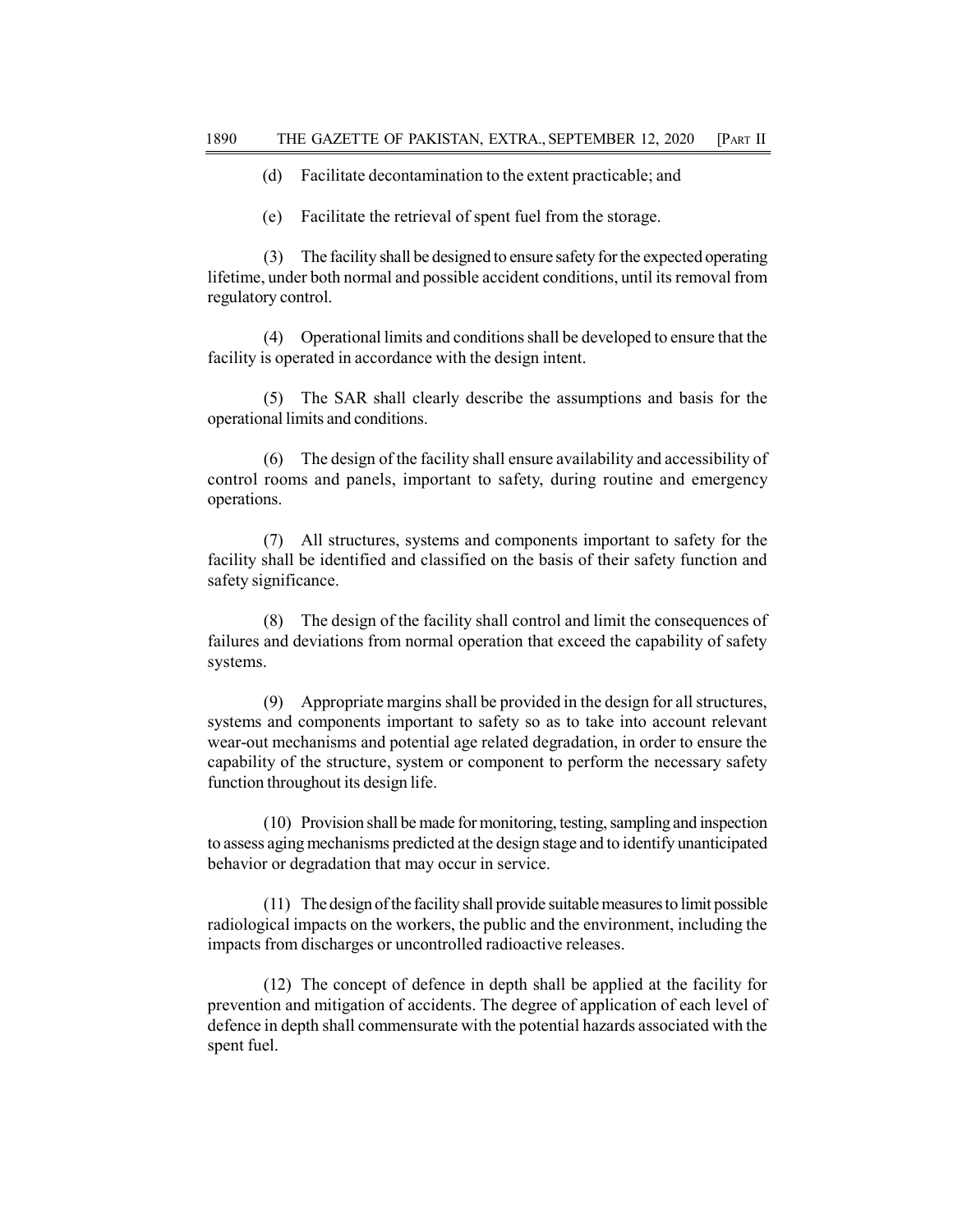(d) Facilitate decontamination to the extent practicable; and

(e) Facilitate the retrieval of spent fuel from the storage.

(3) The facility shall be designed to ensure safety for the expected operating lifetime, under both normal and possible accident conditions, until its removal from regulatory control.

(4) Operational limits and conditions shall be developed to ensure that the facility is operated in accordance with the design intent.

(5) The SAR shall clearly describe the assumptions and basis for the operational limits and conditions.

(6) The design of the facility shall ensure availability and accessibility of control rooms and panels, important to safety, during routine and emergency operations.

(7) All structures, systems and components important to safety for the facility shall be identified and classified on the basis of their safety function and safety significance.

(8) The design of the facility shall control and limit the consequences of failures and deviations from normal operation that exceed the capability of safety systems.

(9) Appropriate margins shall be provided in the design for all structures, systems and components important to safety so as to take into account relevant wear-out mechanisms and potential age related degradation, in order to ensure the capability of the structure, system or component to perform the necessary safety function throughout its design life.

(10) Provision shall be made for monitoring, testing, sampling and inspection to assess aging mechanisms predicted at the design stage and to identify unanticipated behavior or degradation that may occur in service.

(11) The design of the facility shall provide suitable measures to limit possible radiological impacts on the workers, the public and the environment, including the impacts from discharges or uncontrolled radioactive releases.

(12) The concept of defence in depth shall be applied at the facility for prevention and mitigation of accidents. The degree of application of each level of defence in depth shall commensurate with the potential hazards associated with the spent fuel.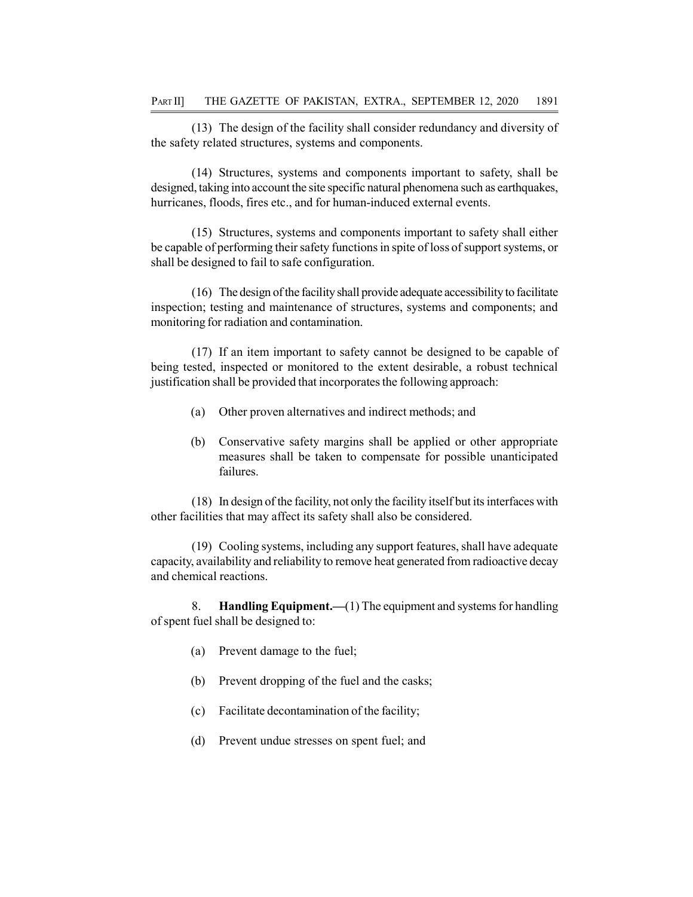(13) The design of the facility shall consider redundancy and diversity of the safety related structures, systems and components.

(14) Structures, systems and components important to safety, shall be designed, taking into account the site specific natural phenomena such as earthquakes, hurricanes, floods, fires etc., and for human-induced external events.

(15) Structures, systems and components important to safety shall either be capable of performing their safety functions in spite of loss of support systems, or shall be designed to fail to safe configuration.

(16) The design of the facility shall provide adequate accessibility to facilitate inspection; testing and maintenance of structures, systems and components; and monitoring for radiation and contamination.

(17) If an item important to safety cannot be designed to be capable of being tested, inspected or monitored to the extent desirable, a robust technical justification shall be provided that incorporates the following approach:

(a) Other proven alternatives and indirect methods; and

(b) Conservative safety margins shall be applied or other appropriate measures shall be taken to compensate for possible unanticipated failures.

(18) In design of the facility, not only the facility itself but its interfaces with other facilities that may affect its safety shall also be considered.

(19) Cooling systems, including any support features, shall have adequate capacity, availability and reliability to remove heat generated from radioactive decay and chemical reactions.

8. **Handling Equipment.—**(1) The equipment and systems for handling of spent fuel shall be designed to:

(a) Prevent damage to the fuel;

(b) Prevent dropping of the fuel and the casks;

(c) Facilitate decontamination of the facility;

(d) Prevent undue stresses on spent fuel; and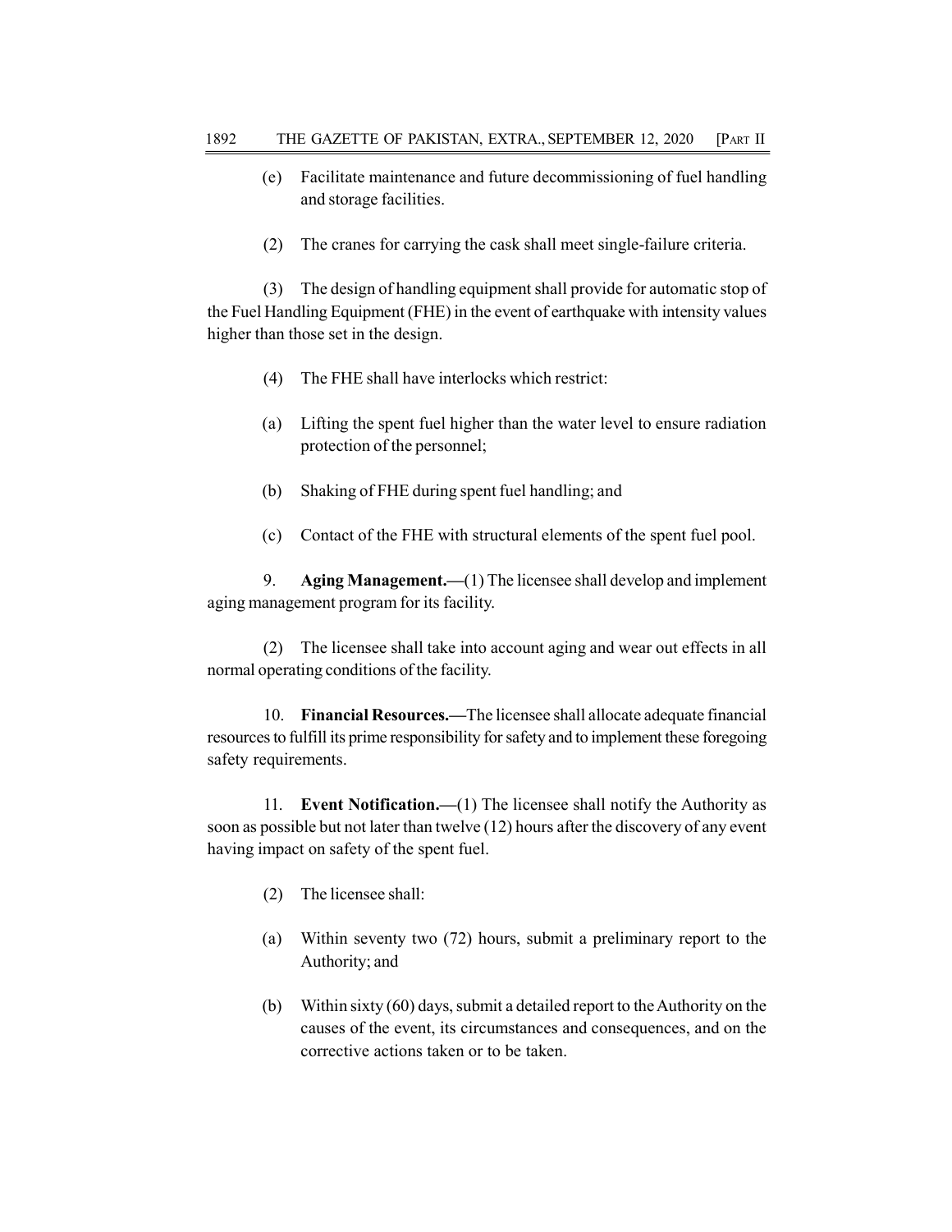(e) Facilitate maintenance and future decommissioning of fuel handling and storage facilities.

(2) The cranes for carrying the cask shall meet single-failure criteria.

(3) The design of handling equipment shall provide for automatic stop of the Fuel Handling Equipment (FHE) in the event of earthquake with intensity values higher than those set in the design.

(4) The FHE shall have interlocks which restrict:

(a) Lifting the spent fuel higher than the water level to ensure radiation protection of the personnel;

(b) Shaking of FHE during spent fuel handling; and

(c) Contact of the FHE with structural elements of the spent fuel pool.

9. **Aging Management.—**(1) The licensee shall develop and implement aging management program for its facility.

(2) The licensee shall take into account aging and wear out effects in all normal operating conditions of the facility.

10. **Financial Resources.—**The licensee shall allocate adequate financial resources to fulfill its prime responsibility for safety and to implement these foregoing safety requirements.

11. **Event Notification.—**(1) The licensee shall notify the Authority as soon as possible but not later than twelve (12) hours after the discovery of any event having impact on safety of the spent fuel.

(2) The licensee shall:

(a) Within seventy two (72) hours, submit a preliminary report to the Authority; and

(b) Within sixty (60) days, submit a detailed report to the Authority on the causes of the event, its circumstances and consequences, and on the corrective actions taken or to be taken.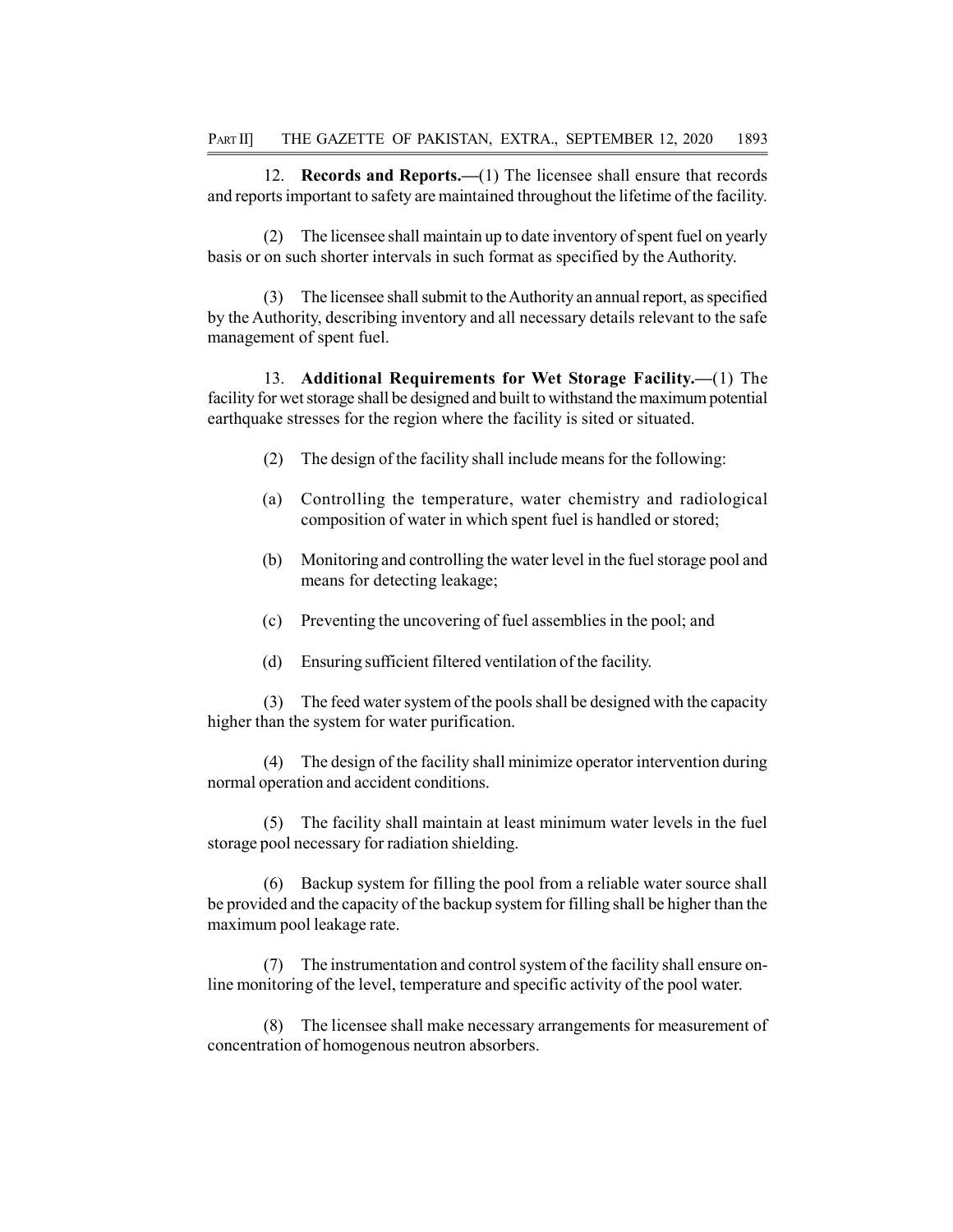12. **Records and Reports.—**(1) The licensee shall ensure that records and reports important to safety are maintained throughout the lifetime of the facility.

(2) The licensee shall maintain up to date inventory of spent fuel on yearly basis or on such shorter intervals in such format as specified by the Authority.

(3) The licensee shall submit to the Authority an annual report, as specified by the Authority, describing inventory and all necessary details relevant to the safe management of spent fuel.

13. **Additional Requirements for Wet Storage Facility.—**(1) The facility for wet storage shall be designed and built to withstand the maximum potential earthquake stresses for the region where the facility is sited or situated.

(2) The design of the facility shall include means for the following:

(a) Controlling the temperature, water chemistry and radiological composition of water in which spent fuel is handled or stored;

(b) Monitoring and controlling the water level in the fuel storage pool and means for detecting leakage;

(c) Preventing the uncovering of fuel assemblies in the pool; and

(d) Ensuring sufficient filtered ventilation of the facility.

(3) The feed water system of the pools shall be designed with the capacity higher than the system for water purification.

(4) The design of the facility shall minimize operator intervention during normal operation and accident conditions.

(5) The facility shall maintain at least minimum water levels in the fuel storage pool necessary for radiation shielding.

(6) Backup system for filling the pool from a reliable water source shall be provided and the capacity of the backup system for filling shall be higher than the maximum pool leakage rate.

(7) The instrumentation and control system of the facility shall ensure on-line monitoring of the level, temperature and specific activity of the pool water.

(8) The licensee shall make necessary arrangements for measurement of concentration of homogenous neutron absorbers.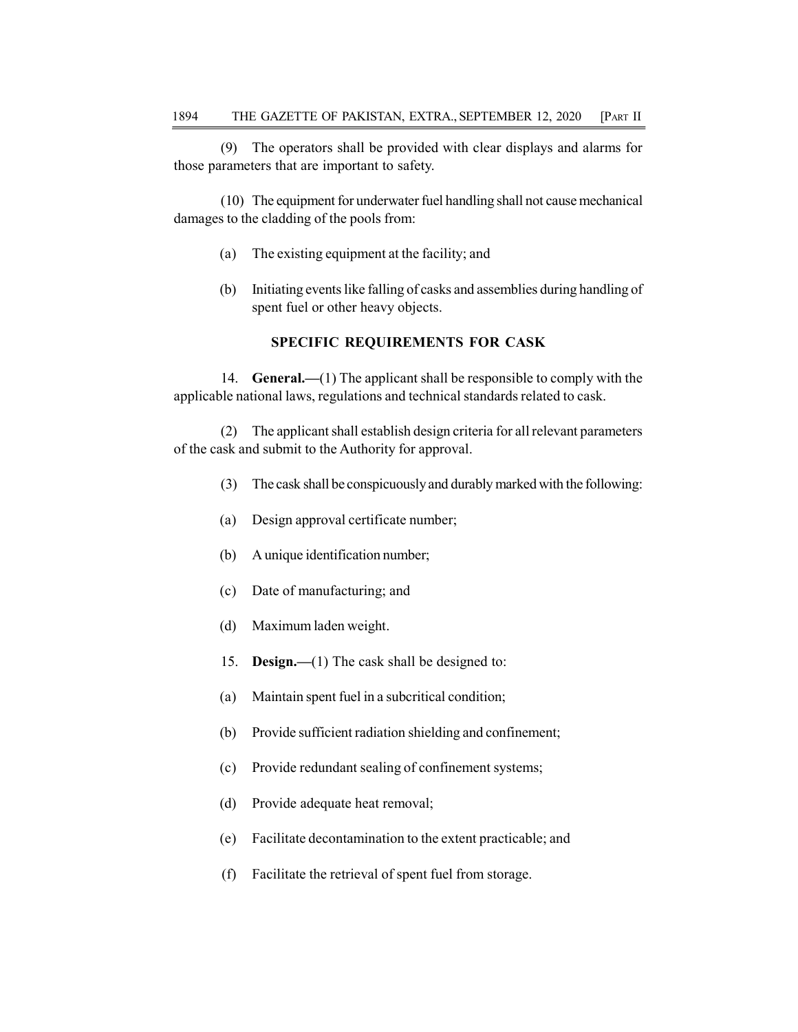(9) The operators shall be provided with clear displays and alarms for those parameters that are important to safety.

(10) The equipment for underwater fuel handling shall not cause mechanical damages to the cladding of the pools from:

(a) The existing equipment at the facility; and

(b) Initiating events like falling of casks and assemblies during handling of spent fuel or other heavy objects.

### SPECIFIC REQUIREMENTS FOR CASK

14. **General.—**(1) The applicant shall be responsible to comply with the applicable national laws, regulations and technical standards related to cask.

(2) The applicant shall establish design criteria for all relevant parameters of the cask and submit to the Authority for approval.

(3) The cask shall be conspicuously and durably marked with the following:

(a) Design approval certificate number;

(b) A unique identification number;

(c) Date of manufacturing; and

(d) Maximum laden weight.

15. **Design.—**(1) The cask shall be designed to:

(a) Maintain spent fuel in a subcritical condition;

(b) Provide sufficient radiation shielding and confinement;

(c) Provide redundant sealing of confinement systems;

(d) Provide adequate heat removal;

(e) Facilitate decontamination to the extent practicable; and

(f) Facilitate the retrieval of spent fuel from storage.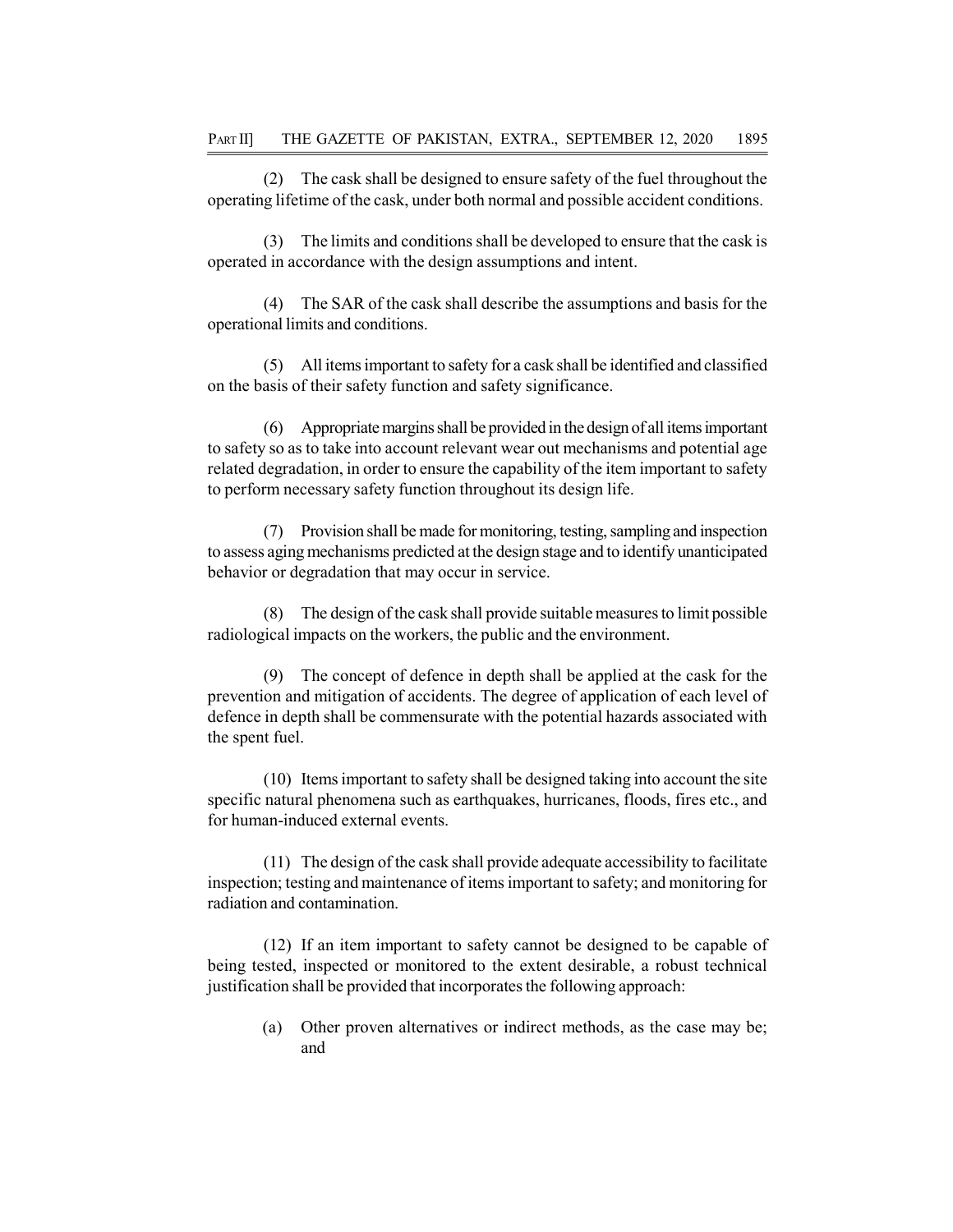(2) The cask shall be designed to ensure safety of the fuel throughout the operating lifetime of the cask, under both normal and possible accident conditions.

(3) The limits and conditions shall be developed to ensure that the cask is operated in accordance with the design assumptions and intent.

(4) The SAR of the cask shall describe the assumptions and basis for the operational limits and conditions.

(5) All items important to safety for a cask shall be identified and classified on the basis of their safety function and safety significance.

(6) Appropriate margins shall be provided in the design of all items important to safety so as to take into account relevant wear out mechanisms and potential age related degradation, in order to ensure the capability of the item important to safety to perform necessary safety function throughout its design life.

(7) Provision shall be made for monitoring, testing, sampling and inspection to assess aging mechanisms predicted at the design stage and to identify unanticipated behavior or degradation that may occur in service.

(8) The design of the cask shall provide suitable measures to limit possible radiological impacts on the workers, the public and the environment.

(9) The concept of defence in depth shall be applied at the cask for the prevention and mitigation of accidents. The degree of application of each level of defence in depth shall be commensurate with the potential hazards associated with the spent fuel.

(10) Items important to safety shall be designed taking into account the site specific natural phenomena such as earthquakes, hurricanes, floods, fires etc., and for human-induced external events.

(11) The design of the cask shall provide adequate accessibility to facilitate inspection; testing and maintenance of items important to safety; and monitoring for radiation and contamination.

(12) If an item important to safety cannot be designed to be capable of being tested, inspected or monitored to the extent desirable, a robust technical justification shall be provided that incorporates the following approach:

(a) Other proven alternatives or indirect methods, as the case may be; and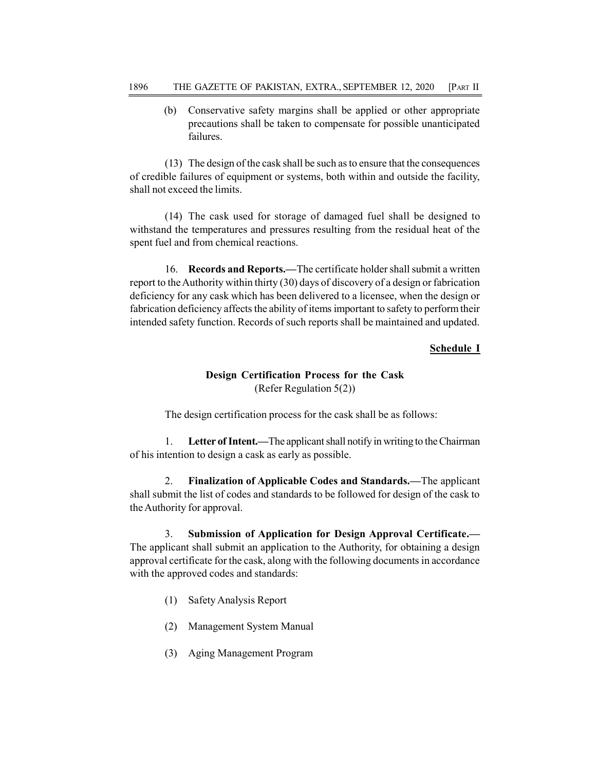(b) Conservative safety margins shall be applied or other appropriate precautions shall be taken to compensate for possible unanticipated failures.

(13) The design of the cask shall be such as to ensure that the consequences of credible failures of equipment or systems, both within and outside the facility, shall not exceed the limits.

(14) The cask used for storage of damaged fuel shall be designed to withstand the temperatures and pressures resulting from the residual heat of the spent fuel and from chemical reactions.

16. **Records and Reports.—**The certificate holder shall submit a written report to the Authority within thirty (30) days of discovery of a design or fabrication deficiency for any cask which has been delivered to a licensee, when the design or fabrication deficiency affects the ability of items important to safety to perform their intended safety function. Records of such reports shall be maintained and updated.

**Schedule I**

**Design Certification Process for the Cask**
(Refer Regulation 5(2))

The design certification process for the cask shall be as follows:

1. **Letter of Intent.—**The applicant shall notify in writing to the Chairman of his intention to design a cask as early as possible.

2. **Finalization of Applicable Codes and Standards.—**The applicant shall submit the list of codes and standards to be followed for design of the cask to the Authority for approval.

3. **Submission of Application for Design Approval Certificate.—** The applicant shall submit an application to the Authority, for obtaining a design approval certificate for the cask, along with the following documents in accordance with the approved codes and standards:

(1) Safety Analysis Report

(2) Management System Manual

(3) Aging Management Program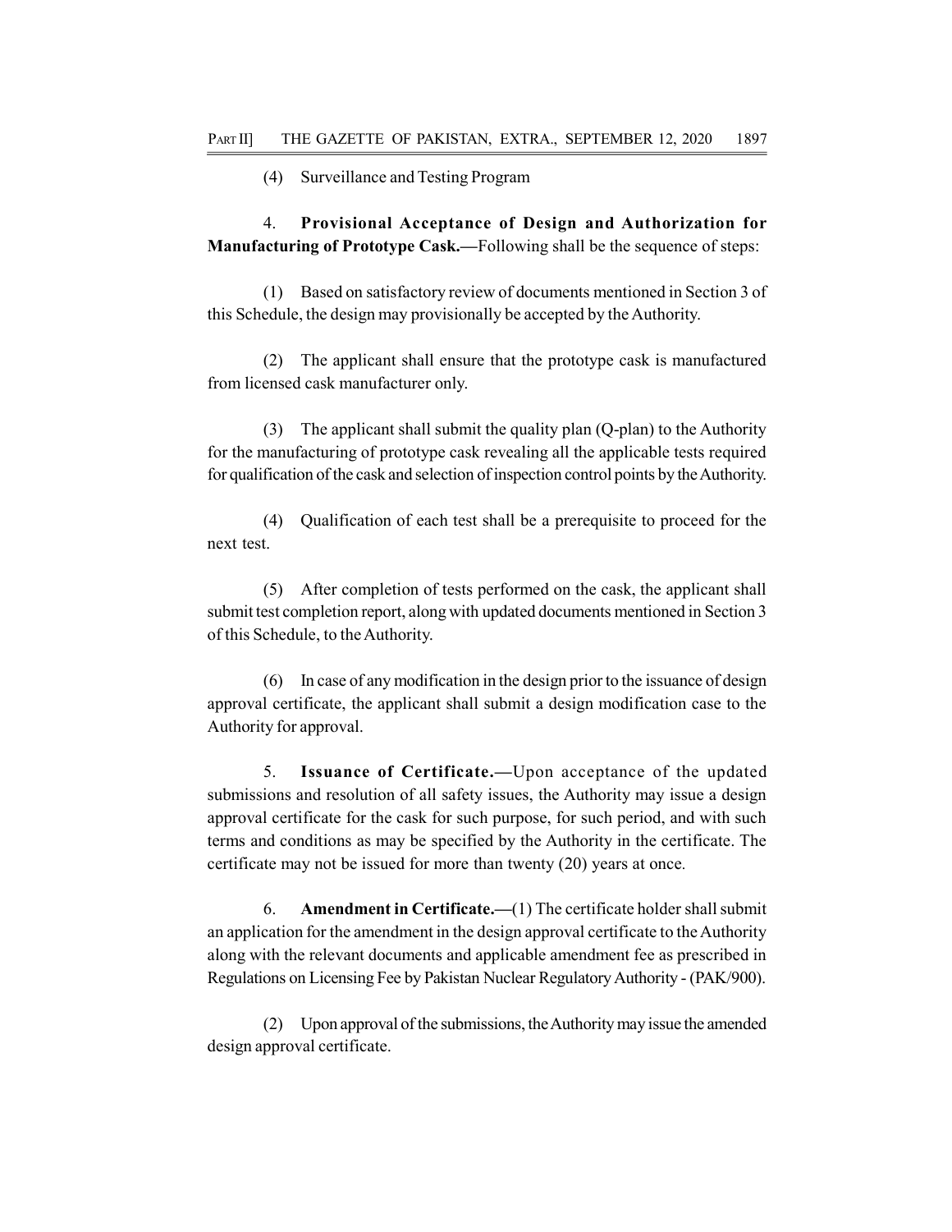(4) Surveillance and Testing Program

4. **Provisional Acceptance of Design and Authorization for Manufacturing of Prototype Cask.—**Following shall be the sequence of steps:

(1) Based on satisfactory review of documents mentioned in Section 3 of this Schedule, the design may provisionally be accepted by the Authority.

(2) The applicant shall ensure that the prototype cask is manufactured from licensed cask manufacturer only.

(3) The applicant shall submit the quality plan (Q-plan) to the Authority for the manufacturing of prototype cask revealing all the applicable tests required for qualification of the cask and selection of inspection control points by the Authority.

(4) Qualification of each test shall be a prerequisite to proceed for the next test.

(5) After completion of tests performed on the cask, the applicant shall submit test completion report, along with updated documents mentioned in Section 3 of this Schedule, to the Authority.

(6) In case of any modification in the design prior to the issuance of design approval certificate, the applicant shall submit a design modification case to the Authority for approval.

5. **Issuance of Certificate.—**Upon acceptance of the updated submissions and resolution of all safety issues, the Authority may issue a design approval certificate for the cask for such purpose, for such period, and with such terms and conditions as may be specified by the Authority in the certificate. The certificate may not be issued for more than twenty (20) years at once.

6. **Amendment in Certificate.—**(1) The certificate holder shall submit an application for the amendment in the design approval certificate to the Authority along with the relevant documents and applicable amendment fee as prescribed in Regulations on Licensing Fee by Pakistan Nuclear Regulatory Authority - (PAK/900).

(2) Upon approval of the submissions, the Authority may issue the amended design approval certificate.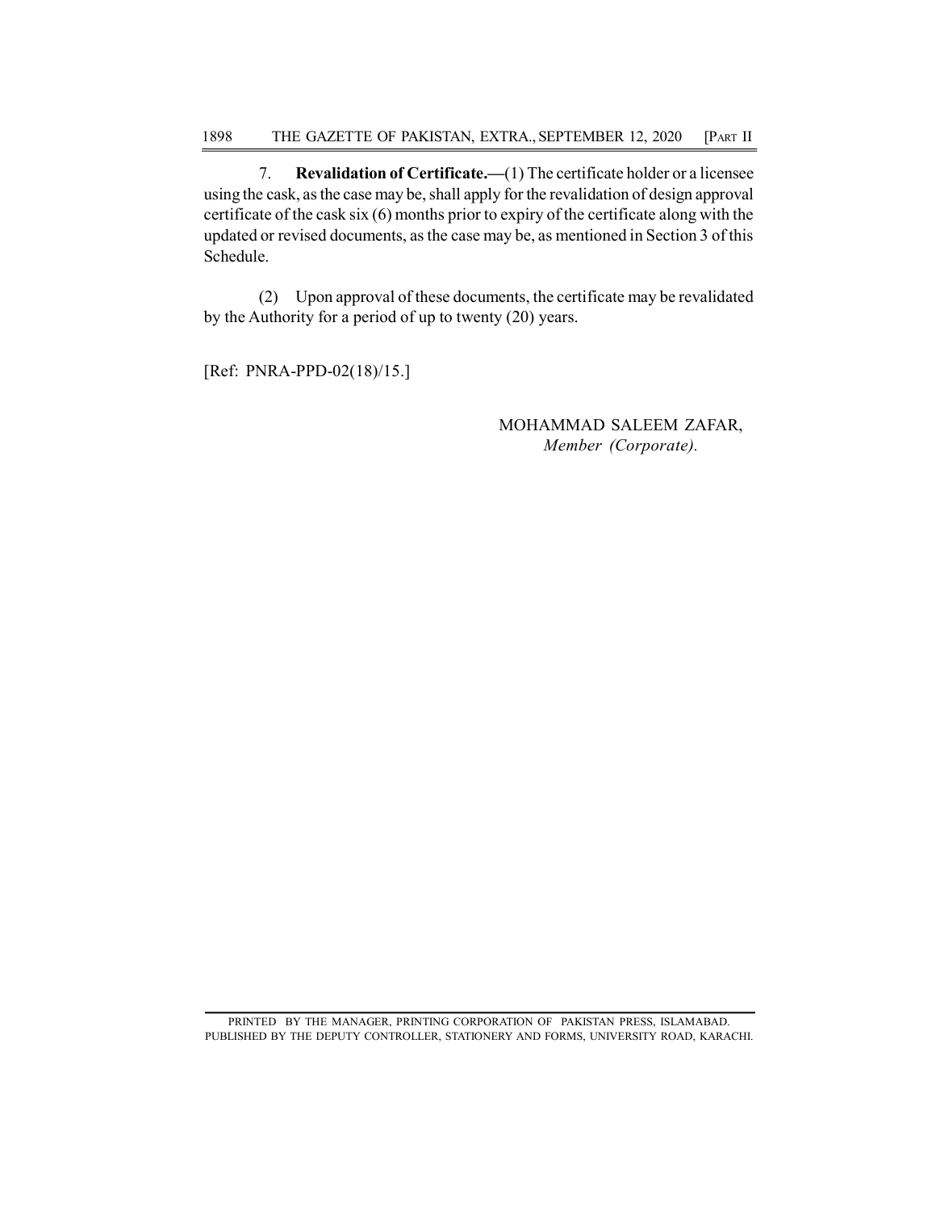7. **Revalidation of Certificate.—**(1) The certificate holder or a licensee using the cask, as the case may be, shall apply for the revalidation of design approval certificate of the cask six (6) months prior to expiry of the certificate along with the updated or revised documents, as the case may be, as mentioned in Section 3 of this Schedule.

(2) Upon approval of these documents, the certificate may be revalidated by the Authority for a period of up to twenty (20) years.

[Ref: PNRA-PPD-02(18)/15.]

MOHAMMAD SALEEM ZAFAR,
*Member (Corporate).*

PRINTED BY THE MANAGER, PRINTING CORPORATION OF PAKISTAN PRESS, ISLAMABAD.
PUBLISHED BY THE DEPUTY CONTROLLER, STATIONERY AND FORMS, UNIVERSITY ROAD, KARACHI.